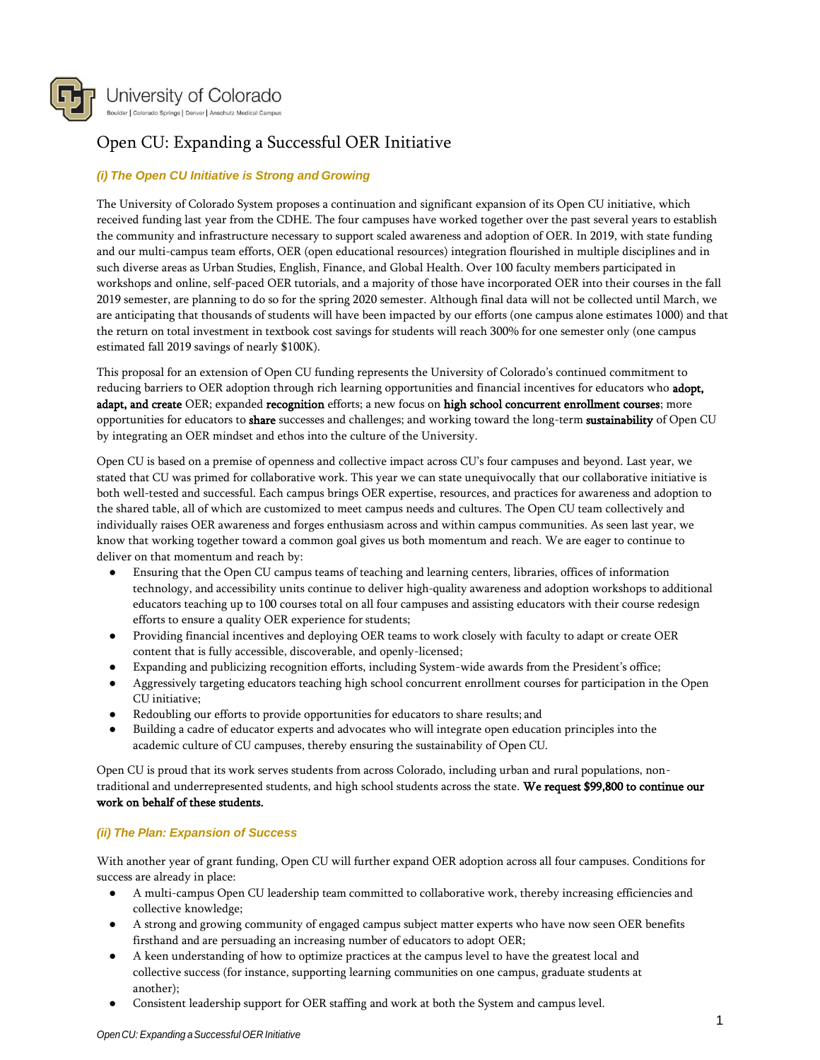University of Colorado

Boulder | Colorado Springs | Denver | Anschutz Medical Campus

# Open CU: Expanding a Successful OER Initiative

### *(i) The Open CU Initiative is Strong and Growing*

The University of Colorado System proposes a continuation and significant expansion of its Open CU initiative, which received funding last year from the CDHE. The four campuses have worked together over the past several years to establish the community and infrastructure necessary to support scaled awareness and adoption of OER. In 2019, with state funding and our multi-campus team efforts, OER (open educational resources) integration flourished in multiple disciplines and in such diverse areas as Urban Studies, English, Finance, and Global Health. Over 100 faculty members participated in workshops and online, self-paced OER tutorials, and a majority of those have incorporated OER into their courses in the fall 2019 semester, are planning to do so for the spring 2020 semester. Although final data will not be collected until March, we are anticipating that thousands of students will have been impacted by our efforts (one campus alone estimates 1000) and that the return on total investment in textbook cost savings for students will reach 300% for one semester only (one campus estimated fall 2019 savings of nearly $100K).

This proposal for an extension of Open CU funding represents the University of Colorado's continued commitment to reducing barriers to OER adoption through rich learning opportunities and financial incentives for educators who **adopt, adapt, and create** OER; expanded **recognition** efforts; a new focus on **high school concurrent enrollment courses**; more opportunities for educators to **share** successes and challenges; and working toward the long-term **sustainability** of Open CU by integrating an OER mindset and ethos into the culture of the University.

Open CU is based on a premise of openness and collective impact across CU's four campuses and beyond. Last year, we stated that CU was primed for collaborative work. This year we can state unequivocally that our collaborative initiative is both well-tested and successful. Each campus brings OER expertise, resources, and practices for awareness and adoption to the shared table, all of which are customized to meet campus needs and cultures. The Open CU team collectively and individually raises OER awareness and forges enthusiasm across and within campus communities. As seen last year, we know that working together toward a common goal gives us both momentum and reach. We are eager to continue to deliver on that momentum and reach by:

- Ensuring that the Open CU campus teams of teaching and learning centers, libraries, offices of information technology, and accessibility units continue to deliver high-quality awareness and adoption workshops to additional educators teaching up to 100 courses total on all four campuses and assisting educators with their course redesign efforts to ensure a quality OER experience for students;
- Providing financial incentives and deploying OER teams to work closely with faculty to adapt or create OER content that is fully accessible, discoverable, and openly-licensed;
- Expanding and publicizing recognition efforts, including System-wide awards from the President's office;
- Aggressively targeting educators teaching high school concurrent enrollment courses for participation in the Open CU initiative;
- Redoubling our efforts to provide opportunities for educators to share results; and
- Building a cadre of educator experts and advocates who will integrate open education principles into the academic culture of CU campuses, thereby ensuring the sustainability of Open CU.

Open CU is proud that its work serves students from across Colorado, including urban and rural populations, non-traditional and underrepresented students, and high school students across the state. **We request $99,800 to continue our work on behalf of these students.**

### *(ii) The Plan: Expansion of Success*

With another year of grant funding, Open CU will further expand OER adoption across all four campuses. Conditions for success are already in place:

- A multi-campus Open CU leadership team committed to collaborative work, thereby increasing efficiencies and collective knowledge;
- A strong and growing community of engaged campus subject matter experts who have now seen OER benefits firsthand and are persuading an increasing number of educators to adopt OER;
- A keen understanding of how to optimize practices at the campus level to have the greatest local and collective success (for instance, supporting learning communities on one campus, graduate students at another);
- Consistent leadership support for OER staffing and work at both the System and campus level.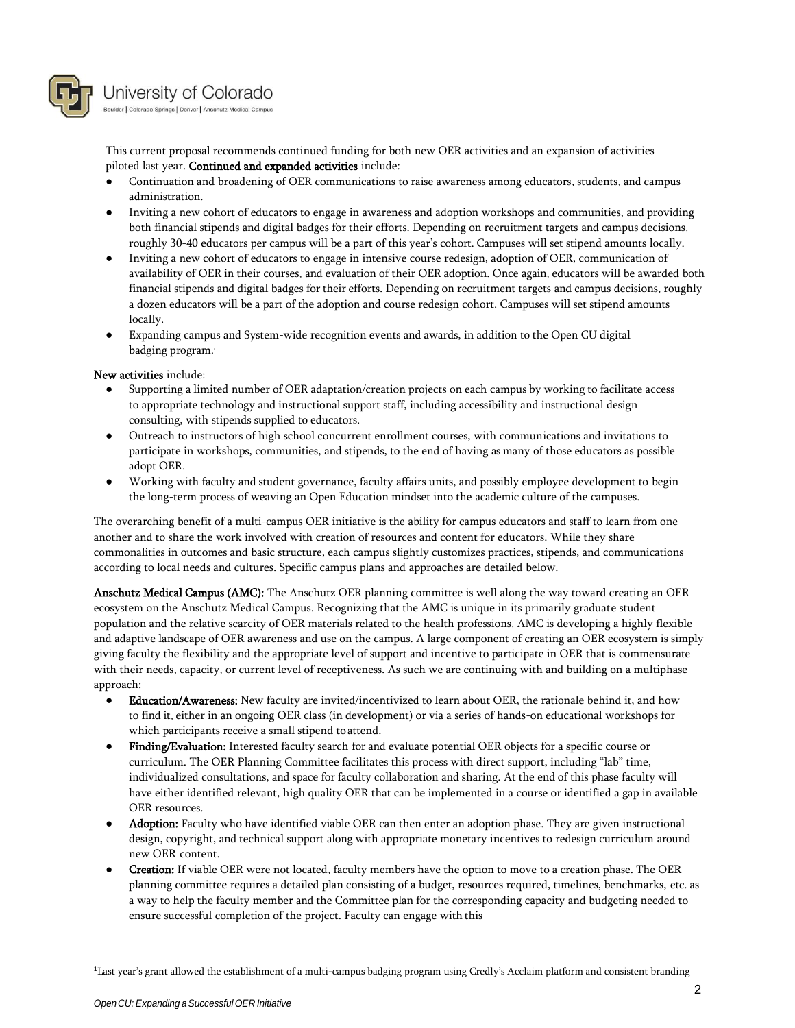This current proposal recommends continued funding for both new OER activities and an expansion of activities piloted last year. **Continued and expanded activities** include:

- Continuation and broadening of OER communications to raise awareness among educators, students, and campus administration.
- Inviting a new cohort of educators to engage in awareness and adoption workshops and communities, and providing both financial stipends and digital badges for their efforts. Depending on recruitment targets and campus decisions, roughly 30-40 educators per campus will be a part of this year's cohort. Campuses will set stipend amounts locally.
- Inviting a new cohort of educators to engage in intensive course redesign, adoption of OER, communication of availability of OER in their courses, and evaluation of their OER adoption. Once again, educators will be awarded both financial stipends and digital badges for their efforts. Depending on recruitment targets and campus decisions, roughly a dozen educators will be a part of the adoption and course redesign cohort. Campuses will set stipend amounts locally.
- Expanding campus and System-wide recognition events and awards, in addition to the Open CU digital badging program.[1]

**New activities** include:

- Supporting a limited number of OER adaptation/creation projects on each campus by working to facilitate access to appropriate technology and instructional support staff, including accessibility and instructional design consulting, with stipends supplied to educators.
- Outreach to instructors of high school concurrent enrollment courses, with communications and invitations to participate in workshops, communities, and stipends, to the end of having as many of those educators as possible adopt OER.
- Working with faculty and student governance, faculty affairs units, and possibly employee development to begin the long-term process of weaving an Open Education mindset into the academic culture of the campuses.

The overarching benefit of a multi-campus OER initiative is the ability for campus educators and staff to learn from one another and to share the work involved with creation of resources and content for educators. While they share commonalities in outcomes and basic structure, each campus slightly customizes practices, stipends, and communications according to local needs and cultures. Specific campus plans and approaches are detailed below.

**Anschutz Medical Campus (AMC):** The Anschutz OER planning committee is well along the way toward creating an OER ecosystem on the Anschutz Medical Campus. Recognizing that the AMC is unique in its primarily graduate student population and the relative scarcity of OER materials related to the health professions, AMC is developing a highly flexible and adaptive landscape of OER awareness and use on the campus. A large component of creating an OER ecosystem is simply giving faculty the flexibility and the appropriate level of support and incentive to participate in OER that is commensurate with their needs, capacity, or current level of receptiveness. As such we are continuing with and building on a multiphase approach:

- **Education/Awareness:** New faculty are invited/incentivized to learn about OER, the rationale behind it, and how to find it, either in an ongoing OER class (in development) or via a series of hands-on educational workshops for which participants receive a small stipend to attend.
- **Finding/Evaluation:** Interested faculty search for and evaluate potential OER objects for a specific course or curriculum. The OER Planning Committee facilitates this process with direct support, including "lab" time, individualized consultations, and space for faculty collaboration and sharing. At the end of this phase faculty will have either identified relevant, high quality OER that can be implemented in a course or identified a gap in available OER resources.
- **Adoption:** Faculty who have identified viable OER can then enter an adoption phase. They are given instructional design, copyright, and technical support along with appropriate monetary incentives to redesign curriculum around new OER content.
- **Creation:** If viable OER were not located, faculty members have the option to move to a creation phase. The OER planning committee requires a detailed plan consisting of a budget, resources required, timelines, benchmarks, etc. as a way to help the faculty member and the Committee plan for the corresponding capacity and budgeting needed to ensure successful completion of the project. Faculty can engage with this

---

[1] Last year's grant allowed the establishment of a multi-campus badging program using Credly's Acclaim platform and consistent branding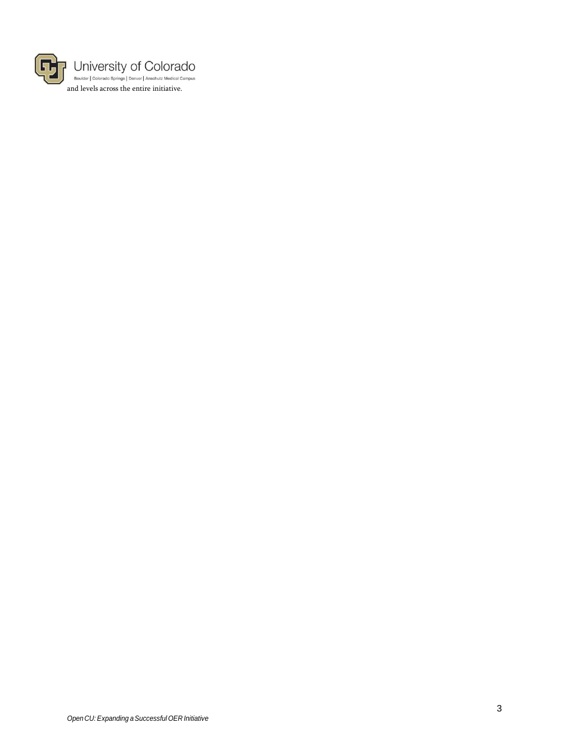and levels across the entire initiative.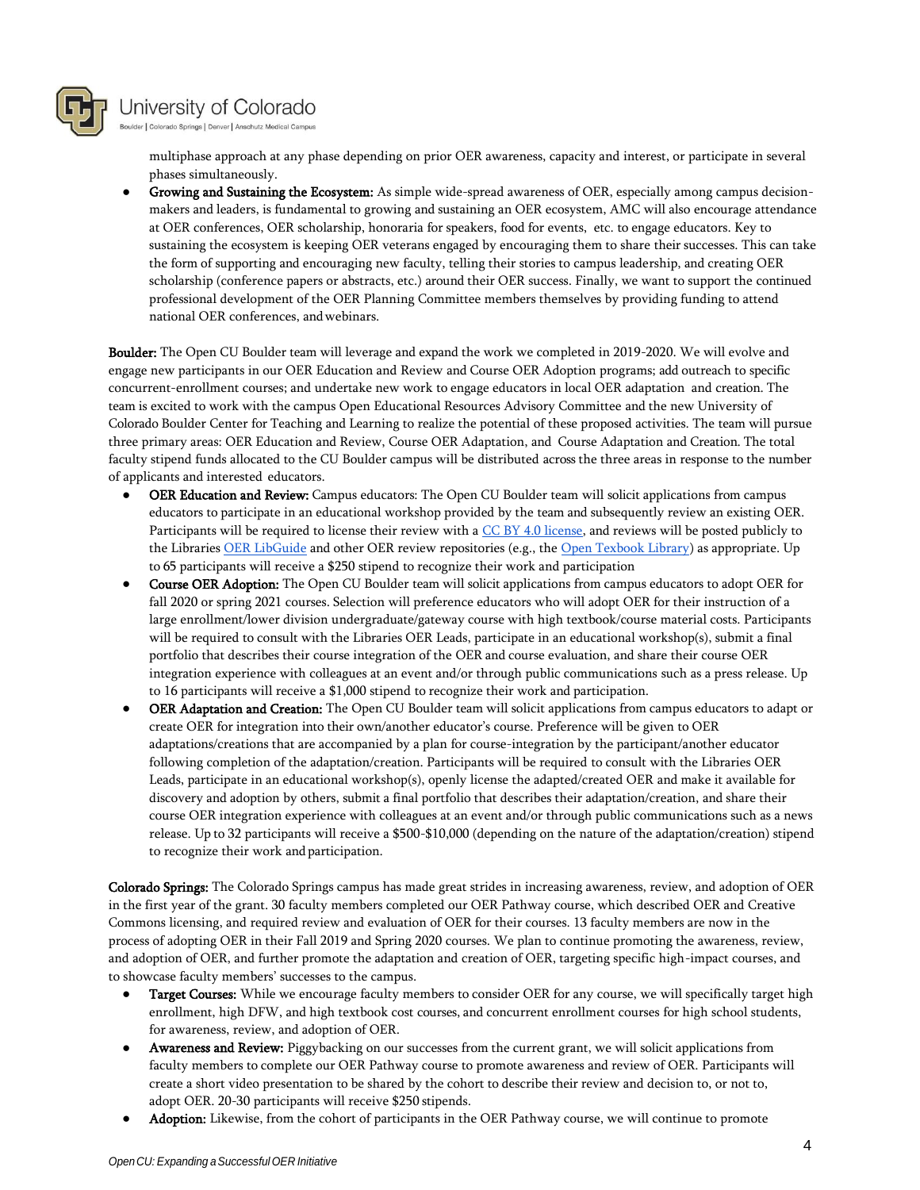multiphase approach at any phase depending on prior OER awareness, capacity and interest, or participate in several phases simultaneously.

- **Growing and Sustaining the Ecosystem:** As simple wide-spread awareness of OER, especially among campus decision-makers and leaders, is fundamental to growing and sustaining an OER ecosystem, AMC will also encourage attendance at OER conferences, OER scholarship, honoraria for speakers, food for events, etc. to engage educators. Key to sustaining the ecosystem is keeping OER veterans engaged by encouraging them to share their successes. This can take the form of supporting and encouraging new faculty, telling their stories to campus leadership, and creating OER scholarship (conference papers or abstracts, etc.) around their OER success. Finally, we want to support the continued professional development of the OER Planning Committee members themselves by providing funding to attend national OER conferences, and webinars.

**Boulder:** The Open CU Boulder team will leverage and expand the work we completed in 2019-2020. We will evolve and engage new participants in our OER Education and Review and Course OER Adoption programs; add outreach to specific concurrent-enrollment courses; and undertake new work to engage educators in local OER adaptation and creation. The team is excited to work with the campus Open Educational Resources Advisory Committee and the new University of Colorado Boulder Center for Teaching and Learning to realize the potential of these proposed activities. The team will pursue three primary areas: OER Education and Review, Course OER Adaptation, and Course Adaptation and Creation. The total faculty stipend funds allocated to the CU Boulder campus will be distributed across the three areas in response to the number of applicants and interested educators.

- **OER Education and Review:** Campus educators: The Open CU Boulder team will solicit applications from campus educators to participate in an educational workshop provided by the team and subsequently review an existing OER. Participants will be required to license their review with a CC BY 4.0 license, and reviews will be posted publicly to the Libraries OER LibGuide and other OER review repositories (e.g., the Open Texbook Library) as appropriate. Up to 65 participants will receive a $250 stipend to recognize their work and participation
- **Course OER Adoption:** The Open CU Boulder team will solicit applications from campus educators to adopt OER for fall 2020 or spring 2021 courses. Selection will preference educators who will adopt OER for their instruction of a large enrollment/lower division undergraduate/gateway course with high textbook/course material costs. Participants will be required to consult with the Libraries OER Leads, participate in an educational workshop(s), submit a final portfolio that describes their course integration of the OER and course evaluation, and share their course OER integration experience with colleagues at an event and/or through public communications such as a press release. Up to 16 participants will receive a $1,000 stipend to recognize their work and participation.
- **OER Adaptation and Creation:** The Open CU Boulder team will solicit applications from campus educators to adapt or create OER for integration into their own/another educator's course. Preference will be given to OER adaptations/creations that are accompanied by a plan for course-integration by the participant/another educator following completion of the adaptation/creation. Participants will be required to consult with the Libraries OER Leads, participate in an educational workshop(s), openly license the adapted/created OER and make it available for discovery and adoption by others, submit a final portfolio that describes their adaptation/creation, and share their course OER integration experience with colleagues at an event and/or through public communications such as a news release. Up to 32 participants will receive a $500-$10,000 (depending on the nature of the adaptation/creation) stipend to recognize their work and participation.

**Colorado Springs:** The Colorado Springs campus has made great strides in increasing awareness, review, and adoption of OER in the first year of the grant. 30 faculty members completed our OER Pathway course, which described OER and Creative Commons licensing, and required review and evaluation of OER for their courses. 13 faculty members are now in the process of adopting OER in their Fall 2019 and Spring 2020 courses. We plan to continue promoting the awareness, review, and adoption of OER, and further promote the adaptation and creation of OER, targeting specific high-impact courses, and to showcase faculty members' successes to the campus.

- **Target Courses:** While we encourage faculty members to consider OER for any course, we will specifically target high enrollment, high DFW, and high textbook cost courses, and concurrent enrollment courses for high school students, for awareness, review, and adoption of OER.
- **Awareness and Review:** Piggybacking on our successes from the current grant, we will solicit applications from faculty members to complete our OER Pathway course to promote awareness and review of OER. Participants will create a short video presentation to be shared by the cohort to describe their review and decision to, or not to, adopt OER. 20-30 participants will receive $250 stipends.
- **Adoption:** Likewise, from the cohort of participants in the OER Pathway course, we will continue to promote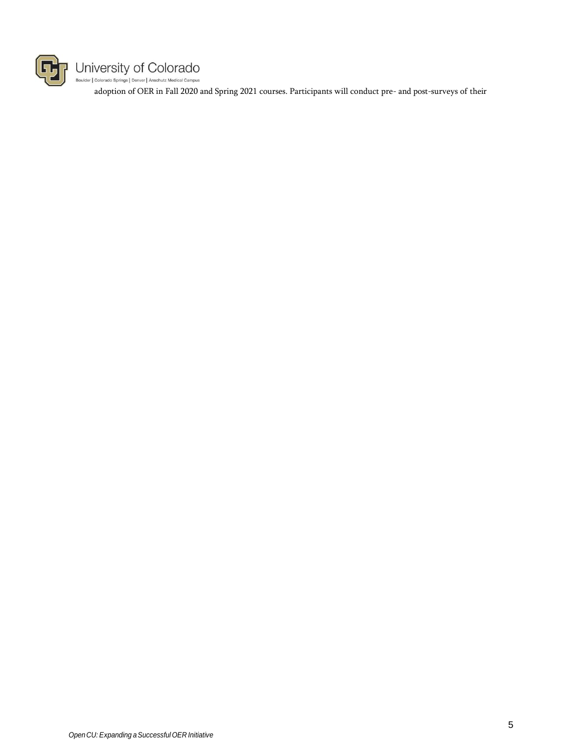adoption of OER in Fall 2020 and Spring 2021 courses. Participants will conduct pre- and post-surveys of their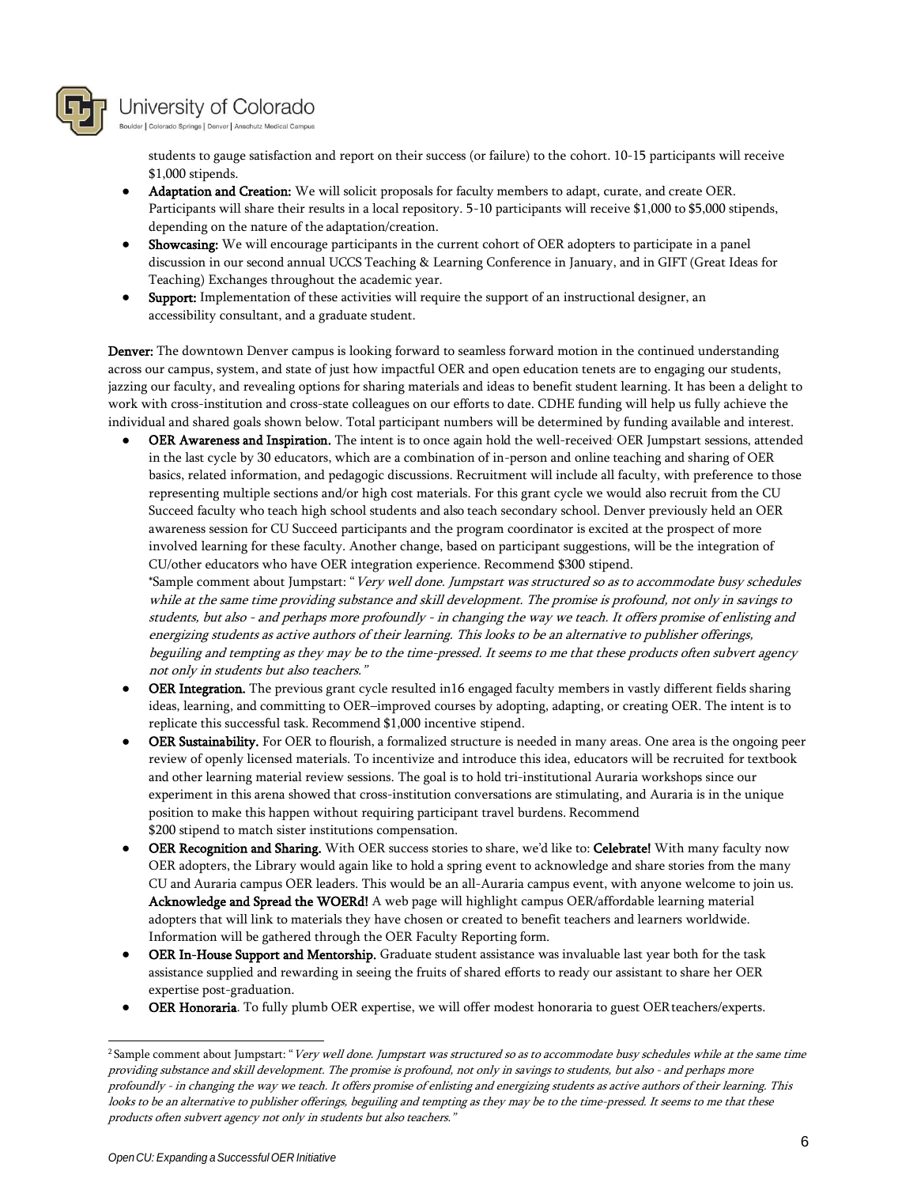students to gauge satisfaction and report on their success (or failure) to the cohort. 10-15 participants will receive $1,000 stipends.

- **Adaptation and Creation:** We will solicit proposals for faculty members to adapt, curate, and create OER. Participants will share their results in a local repository. 5-10 participants will receive $1,000 to $5,000 stipends, depending on the nature of the adaptation/creation.
- **Showcasing:** We will encourage participants in the current cohort of OER adopters to participate in a panel discussion in our second annual UCCS Teaching & Learning Conference in January, and in GIFT (Great Ideas for Teaching) Exchanges throughout the academic year.
- **Support:** Implementation of these activities will require the support of an instructional designer, an accessibility consultant, and a graduate student.

**Denver:** The downtown Denver campus is looking forward to seamless forward motion in the continued understanding across our campus, system, and state of just how impactful OER and open education tenets are to engaging our students, jazzing our faculty, and revealing options for sharing materials and ideas to benefit student learning. It has been a delight to work with cross-institution and cross-state colleagues on our efforts to date. CDHE funding will help us fully achieve the individual and shared goals shown below. Total participant numbers will be determined by funding available and interest.

- **OER Awareness and Inspiration.** The intent is to once again hold the well-received[2] OER Jumpstart sessions, attended in the last cycle by 30 educators, which are a combination of in-person and online teaching and sharing of OER basics, related information, and pedagogic discussions. Recruitment will include all faculty, with preference to those representing multiple sections and/or high cost materials. For this grant cycle we would also recruit from the CU Succeed faculty who teach high school students and also teach secondary school. Denver previously held an OER awareness session for CU Succeed participants and the program coordinator is excited at the prospect of more involved learning for these faculty. Another change, based on participant suggestions, will be the integration of CU/other educators who have OER integration experience. Recommend $300 stipend.
  *Sample comment about Jumpstart: "*Very well done. Jumpstart was structured so as to accommodate busy schedules while at the same time providing substance and skill development. The promise is profound, not only in savings to students, but also - and perhaps more profoundly - in changing the way we teach. It offers promise of enlisting and energizing students as active authors of their learning. This looks to be an alternative to publisher offerings, beguiling and tempting as they may be to the time-pressed. It seems to me that these products often subvert agency not only in students but also teachers."*
- **OER Integration.** The previous grant cycle resulted in16 engaged faculty members in vastly different fields sharing ideas, learning, and committing to OER–improved courses by adopting, adapting, or creating OER. The intent is to replicate this successful task. Recommend $1,000 incentive stipend.
- **OER Sustainability.** For OER to flourish, a formalized structure is needed in many areas. One area is the ongoing peer review of openly licensed materials. To incentivize and introduce this idea, educators will be recruited for textbook and other learning material review sessions. The goal is to hold tri-institutional Auraria workshops since our experiment in this arena showed that cross-institution conversations are stimulating, and Auraria is in the unique position to make this happen without requiring participant travel burdens. Recommend $200 stipend to match sister institutions compensation.
- **OER Recognition and Sharing.** With OER success stories to share, we'd like to: **Celebrate!** With many faculty now OER adopters, the Library would again like to hold a spring event to acknowledge and share stories from the many CU and Auraria campus OER leaders. This would be an all-Auraria campus event, with anyone welcome to join us. **Acknowledge and Spread the WOERd!** A web page will highlight campus OER/affordable learning material adopters that will link to materials they have chosen or created to benefit teachers and learners worldwide. Information will be gathered through the OER Faculty Reporting form.
- **OER In-House Support and Mentorship.** Graduate student assistance was invaluable last year both for the task assistance supplied and rewarding in seeing the fruits of shared efforts to ready our assistant to share her OER expertise post-graduation.
- **OER Honoraria**. To fully plumb OER expertise, we will offer modest honoraria to guest OER teachers/experts.

---

[2] Sample comment about Jumpstart: "*Very well done. Jumpstart was structured so as to accommodate busy schedules while at the same time providing substance and skill development. The promise is profound, not only in savings to students, but also - and perhaps more profoundly - in changing the way we teach. It offers promise of enlisting and energizing students as active authors of their learning. This looks to be an alternative to publisher offerings, beguiling and tempting as they may be to the time-pressed. It seems to me that these products often subvert agency not only in students but also teachers."*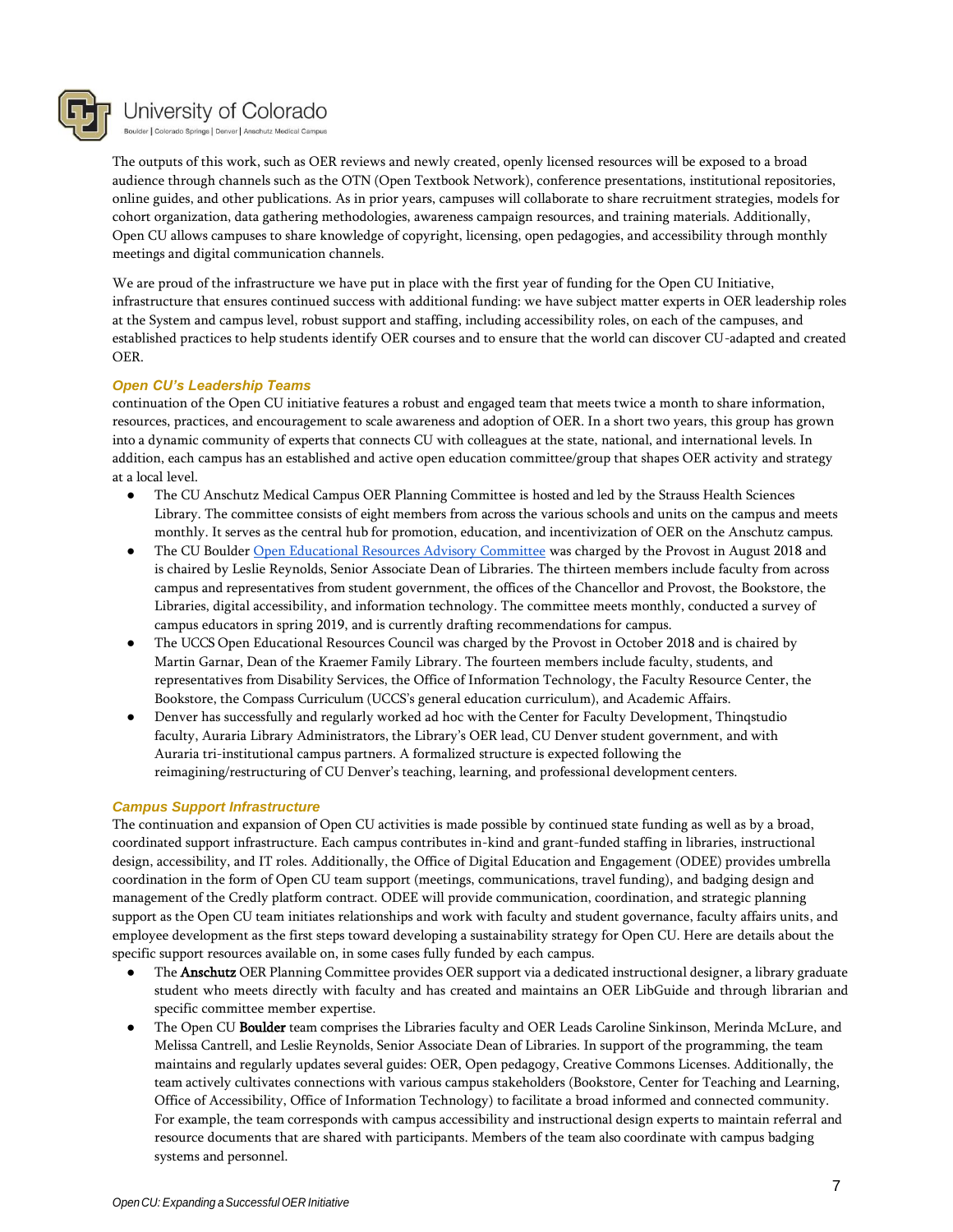The outputs of this work, such as OER reviews and newly created, openly licensed resources will be exposed to a broad audience through channels such as the OTN (Open Textbook Network), conference presentations, institutional repositories, online guides, and other publications. As in prior years, campuses will collaborate to share recruitment strategies, models for cohort organization, data gathering methodologies, awareness campaign resources, and training materials. Additionally, Open CU allows campuses to share knowledge of copyright, licensing, open pedagogies, and accessibility through monthly meetings and digital communication channels.

We are proud of the infrastructure we have put in place with the first year of funding for the Open CU Initiative, infrastructure that ensures continued success with additional funding: we have subject matter experts in OER leadership roles at the System and campus level, robust support and staffing, including accessibility roles, on each of the campuses, and established practices to help students identify OER courses and to ensure that the world can discover CU-adapted and created OER.

### *Open CU's Leadership Teams*

continuation of the Open CU initiative features a robust and engaged team that meets twice a month to share information, resources, practices, and encouragement to scale awareness and adoption of OER. In a short two years, this group has grown into a dynamic community of experts that connects CU with colleagues at the state, national, and international levels. In addition, each campus has an established and active open education committee/group that shapes OER activity and strategy at a local level.

- The CU Anschutz Medical Campus OER Planning Committee is hosted and led by the Strauss Health Sciences Library. The committee consists of eight members from across the various schools and units on the campus and meets monthly. It serves as the central hub for promotion, education, and incentivization of OER on the Anschutz campus.
- The CU Boulder Open Educational Resources Advisory Committee was charged by the Provost in August 2018 and is chaired by Leslie Reynolds, Senior Associate Dean of Libraries. The thirteen members include faculty from across campus and representatives from student government, the offices of the Chancellor and Provost, the Bookstore, the Libraries, digital accessibility, and information technology. The committee meets monthly, conducted a survey of campus educators in spring 2019, and is currently drafting recommendations for campus.
- The UCCS Open Educational Resources Council was charged by the Provost in October 2018 and is chaired by Martin Garnar, Dean of the Kraemer Family Library. The fourteen members include faculty, students, and representatives from Disability Services, the Office of Information Technology, the Faculty Resource Center, the Bookstore, the Compass Curriculum (UCCS's general education curriculum), and Academic Affairs.
- Denver has successfully and regularly worked ad hoc with the Center for Faculty Development, Thinqstudio faculty, Auraria Library Administrators, the Library's OER lead, CU Denver student government, and with Auraria tri-institutional campus partners. A formalized structure is expected following the reimagining/restructuring of CU Denver's teaching, learning, and professional development centers.

### *Campus Support Infrastructure*

The continuation and expansion of Open CU activities is made possible by continued state funding as well as by a broad, coordinated support infrastructure. Each campus contributes in-kind and grant-funded staffing in libraries, instructional design, accessibility, and IT roles. Additionally, the Office of Digital Education and Engagement (ODEE) provides umbrella coordination in the form of Open CU team support (meetings, communications, travel funding), and badging design and management of the Credly platform contract. ODEE will provide communication, coordination, and strategic planning support as the Open CU team initiates relationships and work with faculty and student governance, faculty affairs units, and employee development as the first steps toward developing a sustainability strategy for Open CU. Here are details about the specific support resources available on, in some cases fully funded by each campus.

- The **Anschutz** OER Planning Committee provides OER support via a dedicated instructional designer, a library graduate student who meets directly with faculty and has created and maintains an OER LibGuide and through librarian and specific committee member expertise.
- The Open CU **Boulder** team comprises the Libraries faculty and OER Leads Caroline Sinkinson, Merinda McLure, and Melissa Cantrell, and Leslie Reynolds, Senior Associate Dean of Libraries. In support of the programming, the team maintains and regularly updates several guides: OER, Open pedagogy, Creative Commons Licenses. Additionally, the team actively cultivates connections with various campus stakeholders (Bookstore, Center for Teaching and Learning, Office of Accessibility, Office of Information Technology) to facilitate a broad informed and connected community. For example, the team corresponds with campus accessibility and instructional design experts to maintain referral and resource documents that are shared with participants. Members of the team also coordinate with campus badging systems and personnel.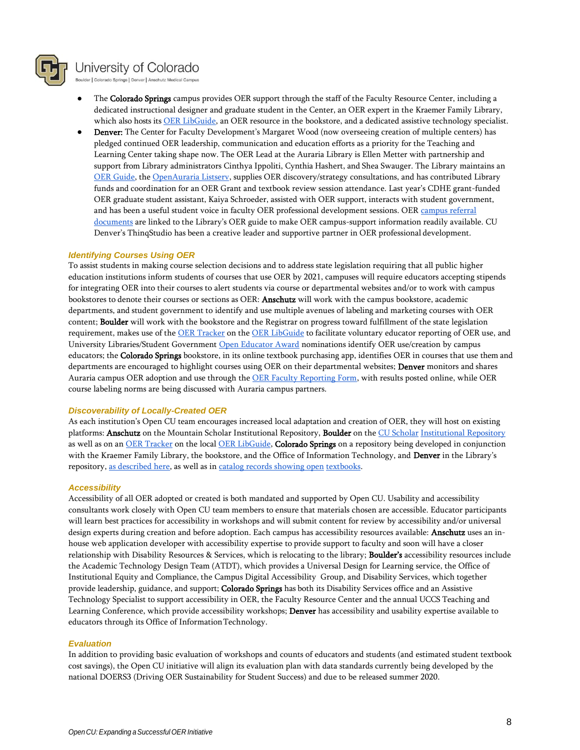- The **Colorado Springs** campus provides OER support through the staff of the Faculty Resource Center, including a dedicated instructional designer and graduate student in the Center, an OER expert in the Kraemer Family Library, which also hosts its OER LibGuide, an OER resource in the bookstore, and a dedicated assistive technology specialist.
- **Denver:** The Center for Faculty Development's Margaret Wood (now overseeing creation of multiple centers) has pledged continued OER leadership, communication and education efforts as a priority for the Teaching and Learning Center taking shape now. The OER Lead at the Auraria Library is Ellen Metter with partnership and support from Library administrators Cinthya Ippoliti, Cynthia Hashert, and Shea Swauger. The Library maintains an OER Guide, the OpenAuraria Listserv, supplies OER discovery/strategy consultations, and has contributed Library funds and coordination for an OER Grant and textbook review session attendance. Last year's CDHE grant-funded OER graduate student assistant, Kaiya Schroeder, assisted with OER support, interacts with student government, and has been a useful student voice in faculty OER professional development sessions. OER campus referral documents are linked to the Library's OER guide to make OER campus-support information readily available. CU Denver's ThinqStudio has been a creative leader and supportive partner in OER professional development.

### Identifying Courses Using OER

To assist students in making course selection decisions and to address state legislation requiring that all public higher education institutions inform students of courses that use OER by 2021, campuses will require educators accepting stipends for integrating OER into their courses to alert students via course or departmental websites and/or to work with campus bookstores to denote their courses or sections as OER: **Anschutz** will work with the campus bookstore, academic departments, and student government to identify and use multiple avenues of labeling and marketing courses with OER content; **Boulder** will work with the bookstore and the Registrar on progress toward fulfillment of the state legislation requirement, makes use of the OER Tracker on the OER LibGuide to facilitate voluntary educator reporting of OER use, and University Libraries/Student Government Open Educator Award nominations identify OER use/creation by campus educators; the **Colorado Springs** bookstore, in its online textbook purchasing app, identifies OER in courses that use them and departments are encouraged to highlight courses using OER on their departmental websites; **Denver** monitors and shares Auraria campus OER adoption and use through the OER Faculty Reporting Form, with results posted online, while OER course labeling norms are being discussed with Auraria campus partners.

### Discoverability of Locally-Created OER

As each institution's Open CU team encourages increased local adaptation and creation of OER, they will host on existing platforms: **Anschutz** on the Mountain Scholar Institutional Repository, **Boulder** on the CU Scholar Institutional Repository as well as on an OER Tracker on the local OER LibGuide, **Colorado Springs** on a repository being developed in conjunction with the Kraemer Family Library, the bookstore, and the Office of Information Technology, and **Denver** in the Library's repository, as described here, as well as in catalog records showing open textbooks.

### Accessibility

Accessibility of all OER adopted or created is both mandated and supported by Open CU. Usability and accessibility consultants work closely with Open CU team members to ensure that materials chosen are accessible. Educator participants will learn best practices for accessibility in workshops and will submit content for review by accessibility and/or universal design experts during creation and before adoption. Each campus has accessibility resources available: **Anschutz** uses an in-house web application developer with accessibility expertise to provide support to faculty and soon will have a closer relationship with Disability Resources & Services, which is relocating to the library; **Boulder's** accessibility resources include the Academic Technology Design Team (ATDT), which provides a Universal Design for Learning service, the Office of Institutional Equity and Compliance, the Campus Digital Accessibility Group, and Disability Services, which together provide leadership, guidance, and support; **Colorado Springs** has both its Disability Services office and an Assistive Technology Specialist to support accessibility in OER, the Faculty Resource Center and the annual UCCS Teaching and Learning Conference, which provide accessibility workshops; **Denver** has accessibility and usability expertise available to educators through its Office of Information Technology.

### Evaluation

In addition to providing basic evaluation of workshops and counts of educators and students (and estimated student textbook cost savings), the Open CU initiative will align its evaluation plan with data standards currently being developed by the national DOERS3 (Driving OER Sustainability for Student Success) and due to be released summer 2020.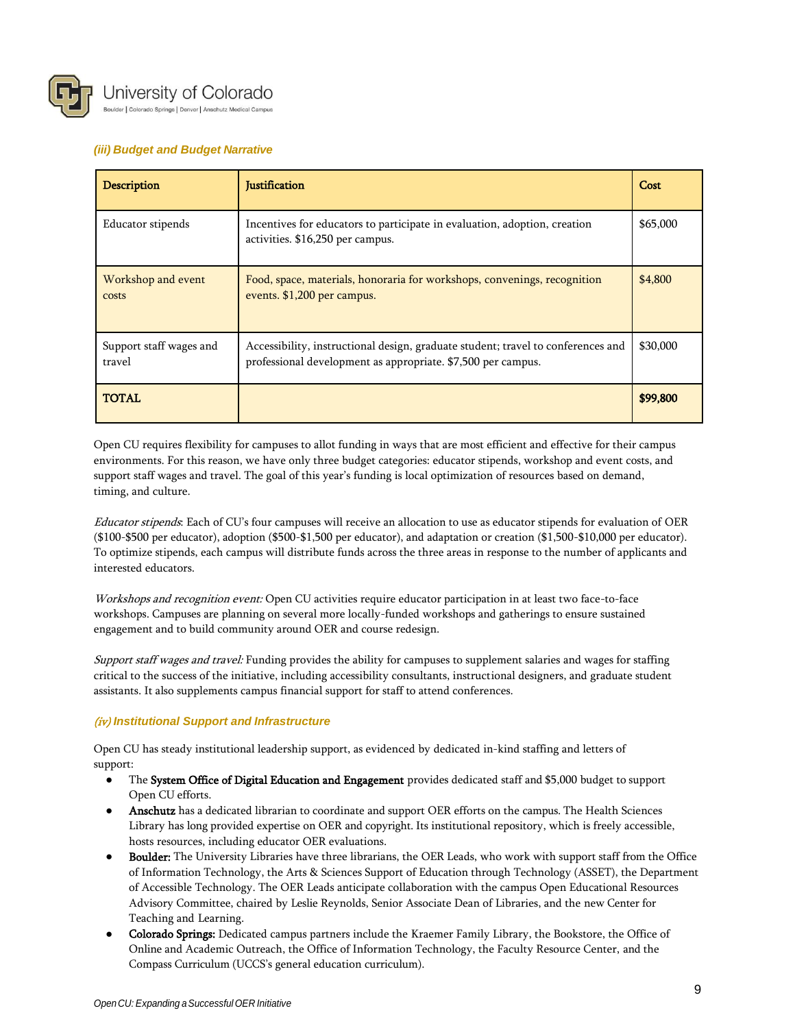### *(iii) Budget and Budget Narrative*

| Description | Justification | Cost |
|---|---|---|
| Educator stipends | Incentives for educators to participate in evaluation, adoption, creation activities. $16,250 per campus. | $65,000 |
| Workshop and event costs | Food, space, materials, honoraria for workshops, convenings, recognition events. $1,200 per campus. | $4,800 |
| Support staff wages and travel | Accessibility, instructional design, graduate student; travel to conferences and professional development as appropriate. $7,500 per campus. | $30,000 |
| **TOTAL** | | **$99,800** |

Open CU requires flexibility for campuses to allot funding in ways that are most efficient and effective for their campus environments. For this reason, we have only three budget categories: educator stipends, workshop and event costs, and support staff wages and travel. The goal of this year's funding is local optimization of resources based on demand, timing, and culture.

*Educator stipends*: Each of CU's four campuses will receive an allocation to use as educator stipends for evaluation of OER ($100-$500 per educator), adoption ($500-$1,500 per educator), and adaptation or creation ($1,500-$10,000 per educator). To optimize stipends, each campus will distribute funds across the three areas in response to the number of applicants and interested educators.

*Workshops and recognition event:* Open CU activities require educator participation in at least two face-to-face workshops. Campuses are planning on several more locally-funded workshops and gatherings to ensure sustained engagement and to build community around OER and course redesign.

*Support staff wages and travel:* Funding provides the ability for campuses to supplement salaries and wages for staffing critical to the success of the initiative, including accessibility consultants, instructional designers, and graduate student assistants. It also supplements campus financial support for staff to attend conferences.

### *(iv) Institutional Support and Infrastructure*

Open CU has steady institutional leadership support, as evidenced by dedicated in-kind staffing and letters of support:

- The **System Office of Digital Education and Engagement** provides dedicated staff and $5,000 budget to support Open CU efforts.
- **Anschutz** has a dedicated librarian to coordinate and support OER efforts on the campus. The Health Sciences Library has long provided expertise on OER and copyright. Its institutional repository, which is freely accessible, hosts resources, including educator OER evaluations.
- **Boulder:** The University Libraries have three librarians, the OER Leads, who work with support staff from the Office of Information Technology, the Arts & Sciences Support of Education through Technology (ASSET), the Department of Accessible Technology. The OER Leads anticipate collaboration with the campus Open Educational Resources Advisory Committee, chaired by Leslie Reynolds, Senior Associate Dean of Libraries, and the new Center for Teaching and Learning.
- **Colorado Springs:** Dedicated campus partners include the Kraemer Family Library, the Bookstore, the Office of Online and Academic Outreach, the Office of Information Technology, the Faculty Resource Center, and the Compass Curriculum (UCCS's general education curriculum).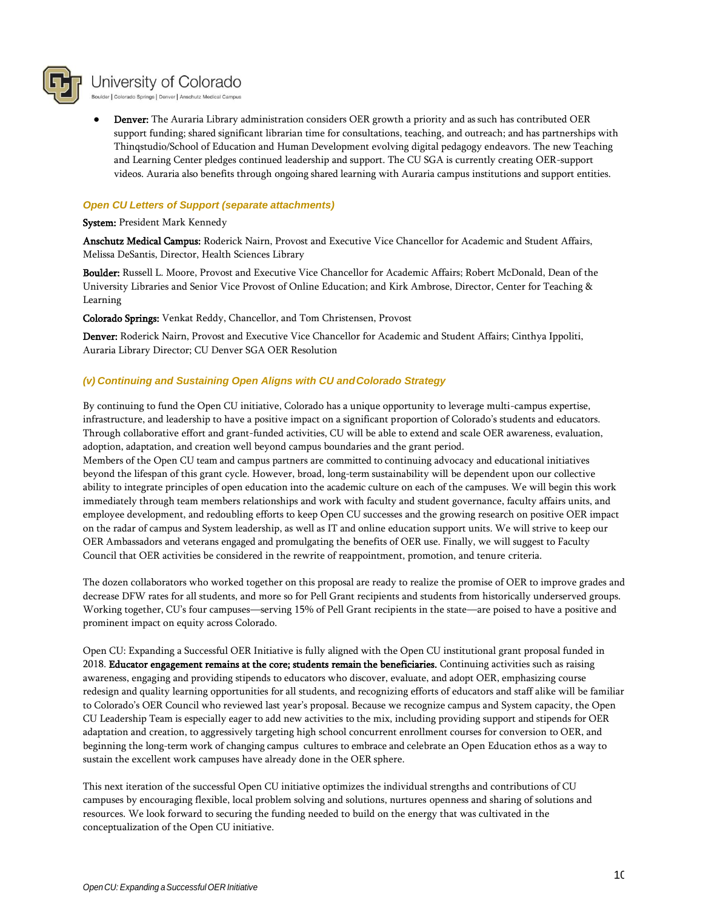- **Denver:** The Auraria Library administration considers OER growth a priority and as such has contributed OER support funding; shared significant librarian time for consultations, teaching, and outreach; and has partnerships with Thinqstudio/School of Education and Human Development evolving digital pedagogy endeavors. The new Teaching and Learning Center pledges continued leadership and support. The CU SGA is currently creating OER-support videos. Auraria also benefits through ongoing shared learning with Auraria campus institutions and support entities.

### *Open CU Letters of Support (separate attachments)*

**System:** President Mark Kennedy

**Anschutz Medical Campus:** Roderick Nairn, Provost and Executive Vice Chancellor for Academic and Student Affairs, Melissa DeSantis, Director, Health Sciences Library

**Boulder:** Russell L. Moore, Provost and Executive Vice Chancellor for Academic Affairs; Robert McDonald, Dean of the University Libraries and Senior Vice Provost of Online Education; and Kirk Ambrose, Director, Center for Teaching & Learning

**Colorado Springs:** Venkat Reddy, Chancellor, and Tom Christensen, Provost

**Denver:** Roderick Nairn, Provost and Executive Vice Chancellor for Academic and Student Affairs; Cinthya Ippoliti, Auraria Library Director; CU Denver SGA OER Resolution

### *(v) Continuing and Sustaining Open Aligns with CU and Colorado Strategy*

By continuing to fund the Open CU initiative, Colorado has a unique opportunity to leverage multi-campus expertise, infrastructure, and leadership to have a positive impact on a significant proportion of Colorado's students and educators. Through collaborative effort and grant-funded activities, CU will be able to extend and scale OER awareness, evaluation, adoption, adaptation, and creation well beyond campus boundaries and the grant period.
Members of the Open CU team and campus partners are committed to continuing advocacy and educational initiatives beyond the lifespan of this grant cycle. However, broad, long-term sustainability will be dependent upon our collective ability to integrate principles of open education into the academic culture on each of the campuses. We will begin this work immediately through team members relationships and work with faculty and student governance, faculty affairs units, and employee development, and redoubling efforts to keep Open CU successes and the growing research on positive OER impact on the radar of campus and System leadership, as well as IT and online education support units. We will strive to keep our OER Ambassadors and veterans engaged and promulgating the benefits of OER use. Finally, we will suggest to Faculty Council that OER activities be considered in the rewrite of reappointment, promotion, and tenure criteria.

The dozen collaborators who worked together on this proposal are ready to realize the promise of OER to improve grades and decrease DFW rates for all students, and more so for Pell Grant recipients and students from historically underserved groups. Working together, CU's four campuses—serving 15% of Pell Grant recipients in the state—are poised to have a positive and prominent impact on equity across Colorado.

Open CU: Expanding a Successful OER Initiative is fully aligned with the Open CU institutional grant proposal funded in 2018. **Educator engagement remains at the core; students remain the beneficiaries.** Continuing activities such as raising awareness, engaging and providing stipends to educators who discover, evaluate, and adopt OER, emphasizing course redesign and quality learning opportunities for all students, and recognizing efforts of educators and staff alike will be familiar to Colorado's OER Council who reviewed last year's proposal. Because we recognize campus and System capacity, the Open CU Leadership Team is especially eager to add new activities to the mix, including providing support and stipends for OER adaptation and creation, to aggressively targeting high school concurrent enrollment courses for conversion to OER, and beginning the long-term work of changing campus cultures to embrace and celebrate an Open Education ethos as a way to sustain the excellent work campuses have already done in the OER sphere.

This next iteration of the successful Open CU initiative optimizes the individual strengths and contributions of CU campuses by encouraging flexible, local problem solving and solutions, nurtures openness and sharing of solutions and resources. We look forward to securing the funding needed to build on the energy that was cultivated in the conceptualization of the Open CU initiative.